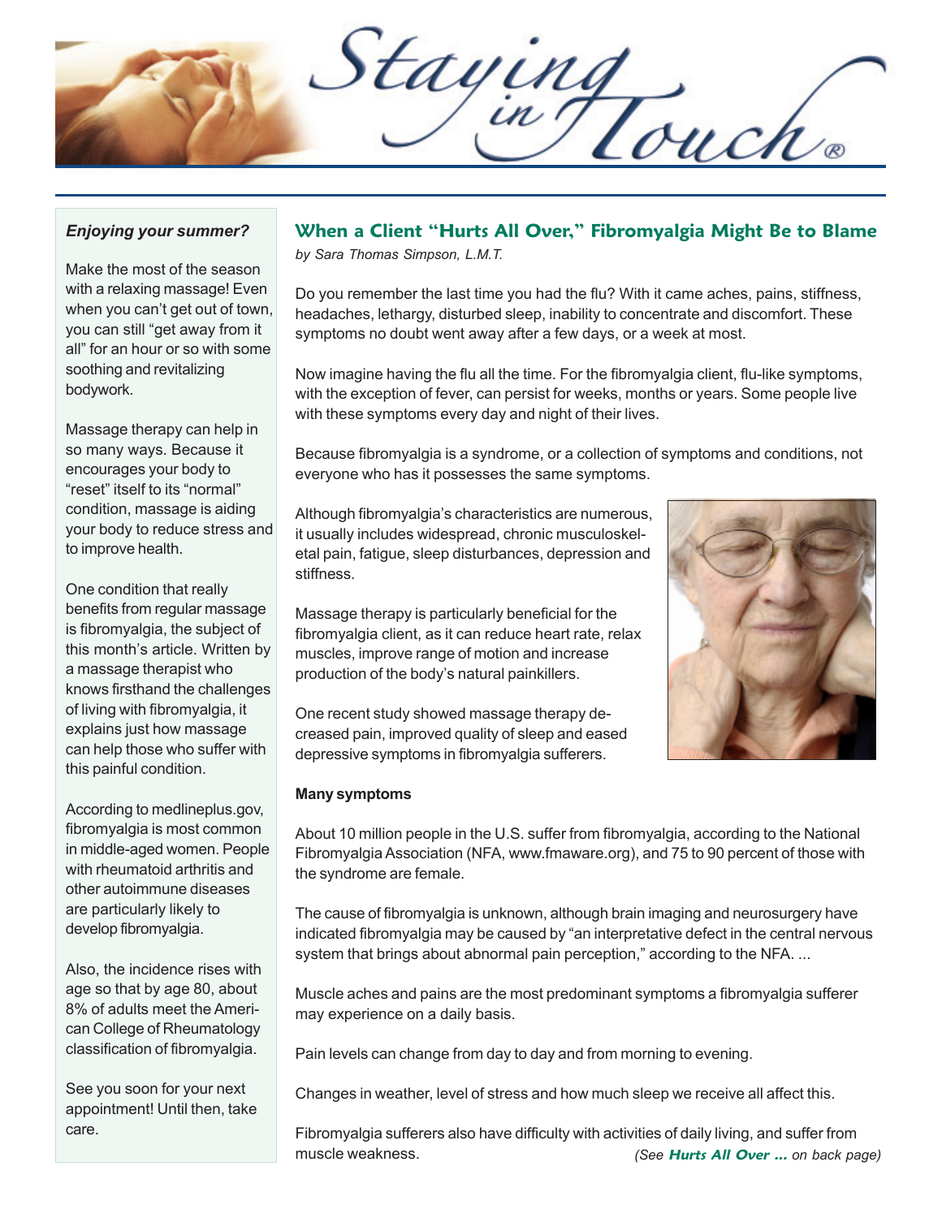# Staying in Touch®

*Enjoying your summer?*

Make the most of the season with a relaxing massage! Even when you can't get out of town, you can still "get away from it all" for an hour or so with some soothing and revitalizing bodywork.

Massage therapy can help in so many ways. Because it encourages your body to "reset" itself to its "normal" condition, massage is aiding your body to reduce stress and to improve health.

One condition that really benefits from regular massage is fibromyalgia, the subject of this month's article. Written by a massage therapist who knows firsthand the challenges of living with fibromyalgia, it explains just how massage can help those who suffer with this painful condition.

According to medlineplus.gov, fibromyalgia is most common in middle-aged women. People with rheumatoid arthritis and other autoimmune diseases are particularly likely to develop fibromyalgia.

Also, the incidence rises with age so that by age 80, about 8% of adults meet the American College of Rheumatology classification of fibromyalgia.

See you soon for your next appointment! Until then, take care.

## When a Client "Hurts All Over," Fibromyalgia Might Be to Blame

*by Sara Thomas Simpson, L.M.T.*

Do you remember the last time you had the flu? With it came aches, pains, stiffness, headaches, lethargy, disturbed sleep, inability to concentrate and discomfort. These symptoms no doubt went away after a few days, or a week at most.

Now imagine having the flu all the time. For the fibromyalgia client, flu-like symptoms, with the exception of fever, can persist for weeks, months or years. Some people live with these symptoms every day and night of their lives.

Because fibromyalgia is a syndrome, or a collection of symptoms and conditions, not everyone who has it possesses the same symptoms.

Although fibromyalgia's characteristics are numerous, it usually includes widespread, chronic musculoskeletal pain, fatigue, sleep disturbances, depression and stiffness.

Massage therapy is particularly beneficial for the fibromyalgia client, as it can reduce heart rate, relax muscles, improve range of motion and increase production of the body's natural painkillers.

One recent study showed massage therapy decreased pain, improved quality of sleep and eased depressive symptoms in fibromyalgia sufferers.

**Many symptoms**

About 10 million people in the U.S. suffer from fibromyalgia, according to the National Fibromyalgia Association (NFA, www.fmaware.org), and 75 to 90 percent of those with the syndrome are female.

The cause of fibromyalgia is unknown, although brain imaging and neurosurgery have indicated fibromyalgia may be caused by "an interpretative defect in the central nervous system that brings about abnormal pain perception," according to the NFA. ...

Muscle aches and pains are the most predominant symptoms a fibromyalgia sufferer may experience on a daily basis.

Pain levels can change from day to day and from morning to evening.

Changes in weather, level of stress and how much sleep we receive all affect this.

Fibromyalgia sufferers also have difficulty with activities of daily living, and suffer from muscle weakness.

*(See **Hurts All Over ...** on back page)*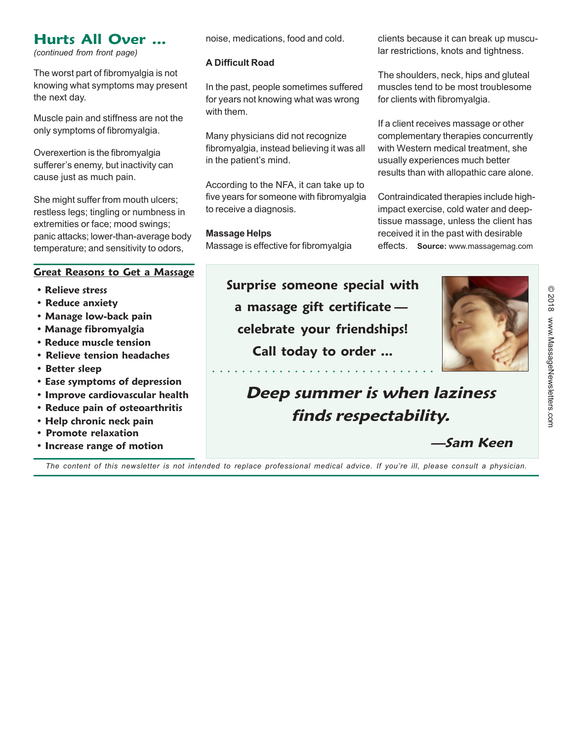## Hurts All Over ...

*(continued from front page)*

The worst part of fibromyalgia is not knowing what symptoms may present the next day.

Muscle pain and stiffness are not the only symptoms of fibromyalgia.

Overexertion is the fibromyalgia sufferer's enemy, but inactivity can cause just as much pain.

She might suffer from mouth ulcers; restless legs; tingling or numbness in extremities or face; mood swings; panic attacks; lower-than-average body temperature; and sensitivity to odors, noise, medications, food and cold.

**A Difficult Road**

In the past, people sometimes suffered for years not knowing what was wrong with them.

Many physicians did not recognize fibromyalgia, instead believing it was all in the patient's mind.

According to the NFA, it can take up to five years for someone with fibromyalgia to receive a diagnosis.

**Massage Helps**

Massage is effective for fibromyalgia clients because it can break up muscular restrictions, knots and tightness.

The shoulders, neck, hips and gluteal muscles tend to be most troublesome for clients with fibromyalgia.

If a client receives massage or other complementary therapies concurrently with Western medical treatment, she usually experiences much better results than with allopathic care alone.

Contraindicated therapies include high-impact exercise, cold water and deep-tissue massage, unless the client has received it in the past with desirable effects. **Source:** www.massagemag.com

## Great Reasons to Get a Massage

- **Relieve stress**
- **Reduce anxiety**
- **Manage low-back pain**
- **Manage fibromyalgia**
- **Reduce muscle tension**
- **Relieve tension headaches**
- **Better sleep**
- **Ease symptoms of depression**
- **Improve cardiovascular health**
- **Reduce pain of osteoarthritis**
- **Help chronic neck pain**
- **Promote relaxation**
- **Increase range of motion**

**Surprise someone special with a massage gift certificate — celebrate your friendships! Call today to order ...**

***Deep summer is when laziness finds respectability.***

***—Sam Keen***

*The content of this newsletter is not intended to replace professional medical advice. If you're ill, please consult a physician.*

© 2018 www.MassageNewsletters.com